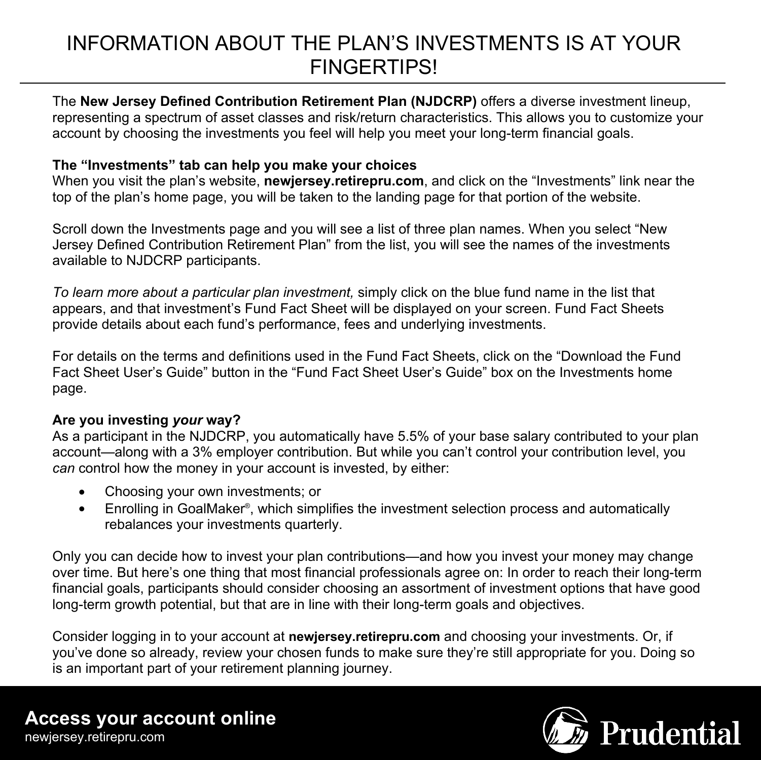# INFORMATION ABOUT THE PLAN'S INVESTMENTS IS AT YOUR FINGERTIPS!

The **New Jersey Defined Contribution Retirement Plan (NJDCRP)** offers a diverse investment lineup, representing a spectrum of asset classes and risk/return characteristics. This allows you to customize your account by choosing the investments you feel will help you meet your long-term financial goals.

**The "Investments" tab can help you make your choices**
When you visit the plan's website, **newjersey.retirepru.com**, and click on the "Investments" link near the top of the plan's home page, you will be taken to the landing page for that portion of the website.

Scroll down the Investments page and you will see a list of three plan names. When you select "New Jersey Defined Contribution Retirement Plan" from the list, you will see the names of the investments available to NJDCRP participants.

*To learn more about a particular plan investment,* simply click on the blue fund name in the list that appears, and that investment's Fund Fact Sheet will be displayed on your screen. Fund Fact Sheets provide details about each fund's performance, fees and underlying investments.

For details on the terms and definitions used in the Fund Fact Sheets, click on the "Download the Fund Fact Sheet User's Guide" button in the "Fund Fact Sheet User's Guide" box on the Investments home page.

**Are you investing *your* way?**
As a participant in the NJDCRP, you automatically have 5.5% of your base salary contributed to your plan account—along with a 3% employer contribution. But while you can't control your contribution level, you *can* control how the money in your account is invested, by either:

- Choosing your own investments; or
- Enrolling in GoalMaker®, which simplifies the investment selection process and automatically rebalances your investments quarterly.

Only you can decide how to invest your plan contributions—and how you invest your money may change over time. But here's one thing that most financial professionals agree on: In order to reach their long-term financial goals, participants should consider choosing an assortment of investment options that have good long-term growth potential, but that are in line with their long-term goals and objectives.

Consider logging in to your account at **newjersey.retirepru.com** and choosing your investments. Or, if you've done so already, review your chosen funds to make sure they're still appropriate for you. Doing so is an important part of your retirement planning journey.

**Access your account online**
newjersey.retirepru.com

Prudential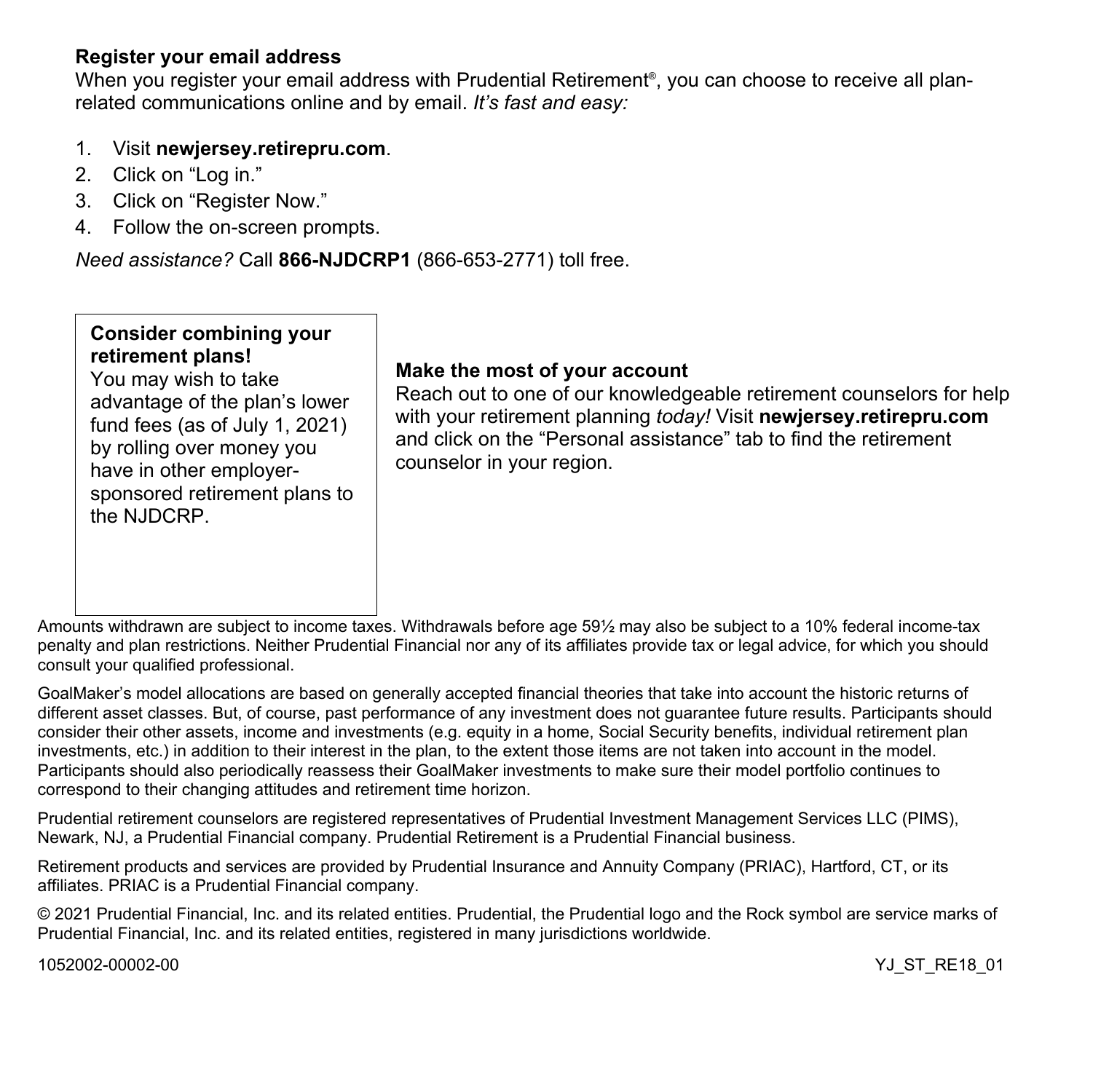## Register your email address

When you register your email address with Prudential Retirement®, you can choose to receive all plan-related communications online and by email. *It's fast and easy:*

1. Visit **newjersey.retirepru.com**.
2. Click on "Log in."
3. Click on "Register Now."
4. Follow the on-screen prompts.

*Need assistance?* Call **866-NJDCRP1** (866-653-2771) toll free.

**Consider combining your retirement plans!**
You may wish to take advantage of the plan's lower fund fees (as of July 1, 2021) by rolling over money you have in other employer-sponsored retirement plans to the NJDCRP.

## Make the most of your account

Reach out to one of our knowledgeable retirement counselors for help with your retirement planning *today!* Visit **newjersey.retirepru.com** and click on the "Personal assistance" tab to find the retirement counselor in your region.

Amounts withdrawn are subject to income taxes. Withdrawals before age 59½ may also be subject to a 10% federal income-tax penalty and plan restrictions. Neither Prudential Financial nor any of its affiliates provide tax or legal advice, for which you should consult your qualified professional.

GoalMaker's model allocations are based on generally accepted financial theories that take into account the historic returns of different asset classes. But, of course, past performance of any investment does not guarantee future results. Participants should consider their other assets, income and investments (e.g. equity in a home, Social Security benefits, individual retirement plan investments, etc.) in addition to their interest in the plan, to the extent those items are not taken into account in the model. Participants should also periodically reassess their GoalMaker investments to make sure their model portfolio continues to correspond to their changing attitudes and retirement time horizon.

Prudential retirement counselors are registered representatives of Prudential Investment Management Services LLC (PIMS), Newark, NJ, a Prudential Financial company. Prudential Retirement is a Prudential Financial business.

Retirement products and services are provided by Prudential Insurance and Annuity Company (PRIAC), Hartford, CT, or its affiliates. PRIAC is a Prudential Financial company.

© 2021 Prudential Financial, Inc. and its related entities. Prudential, the Prudential logo and the Rock symbol are service marks of Prudential Financial, Inc. and its related entities, registered in many jurisdictions worldwide.

1052002-00002-00 YJ_ST_RE18_01